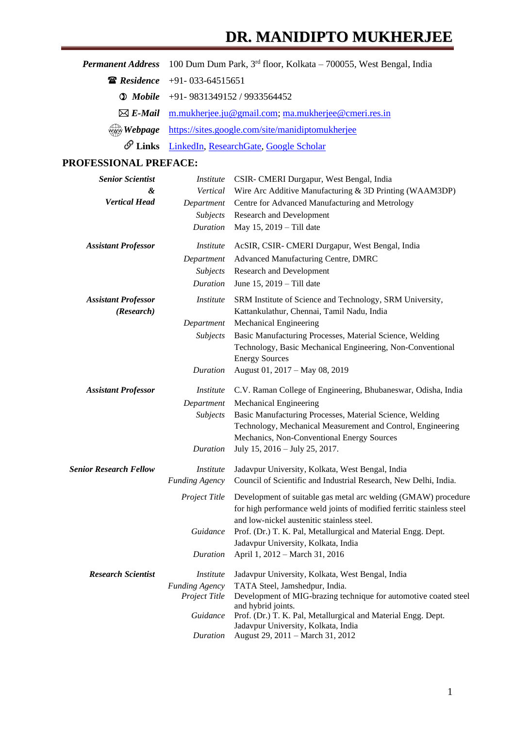# DR. MANIDIPTO MUKHERJEE

| | |
|---|---|
| ***Permanent Address*** | 100 Dum Dum Park, 3rd floor, Kolkata – 700055, West Bengal, India |
| ☎ ***Residence*** | +91- 033-64515651 |
| ***Mobile*** | +91- 9831349152 / 9933564452 |
| ✉ ***E-Mail*** | m.mukherjee.ju@gmail.com; ma.mukherjee@cmeri.res.in |
| ***Webpage*** | https://sites.google.com/site/manidiptomukherjee |
| **Links** | LinkedIn, ResearchGate, Google Scholar |

## PROFESSIONAL PREFACE:

**_Senior Scientist & Vertical Head_**

- *Institute*: CSIR- CMERI Durgapur, West Bengal, India
- *Vertical*: Wire Arc Additive Manufacturing & 3D Printing (WAAM3DP)
- *Department*: Centre for Advanced Manufacturing and Metrology
- *Subjects*: Research and Development
- *Duration*: May 15, 2019 – Till date

**_Assistant Professor_**

- *Institute*: AcSIR, CSIR- CMERI Durgapur, West Bengal, India
- *Department*: Advanced Manufacturing Centre, DMRC
- *Subjects*: Research and Development
- *Duration*: June 15, 2019 – Till date

**_Assistant Professor (Research)_**

- *Institute*: SRM Institute of Science and Technology, SRM University, Kattankulathur, Chennai, Tamil Nadu, India
- *Department*: Mechanical Engineering
- *Subjects*: Basic Manufacturing Processes, Material Science, Welding Technology, Basic Mechanical Engineering, Non-Conventional Energy Sources
- *Duration*: August 01, 2017 – May 08, 2019

**_Assistant Professor_**

- *Institute*: C.V. Raman College of Engineering, Bhubaneswar, Odisha, India
- *Department*: Mechanical Engineering
- *Subjects*: Basic Manufacturing Processes, Material Science, Welding Technology, Mechanical Measurement and Control, Engineering Mechanics, Non-Conventional Energy Sources
- *Duration*: July 15, 2016 – July 25, 2017.

**_Senior Research Fellow_**

- *Institute*: Jadavpur University, Kolkata, West Bengal, India
- *Funding Agency*: Council of Scientific and Industrial Research, New Delhi, India.
- *Project Title*: Development of suitable gas metal arc welding (GMAW) procedure for high performance weld joints of modified ferritic stainless steel and low-nickel austenitic stainless steel.
- *Guidance*: Prof. (Dr.) T. K. Pal, Metallurgical and Material Engg. Dept. Jadavpur University, Kolkata, India
- *Duration*: April 1, 2012 – March 31, 2016

**_Research Scientist_**

- *Institute*: Jadavpur University, Kolkata, West Bengal, India
- *Funding Agency*: TATA Steel, Jamshedpur, India.
- *Project Title*: Development of MIG-brazing technique for automotive coated steel and hybrid joints.
- *Guidance*: Prof. (Dr.) T. K. Pal, Metallurgical and Material Engg. Dept. Jadavpur University, Kolkata, India
- *Duration*: August 29, 2011 – March 31, 2012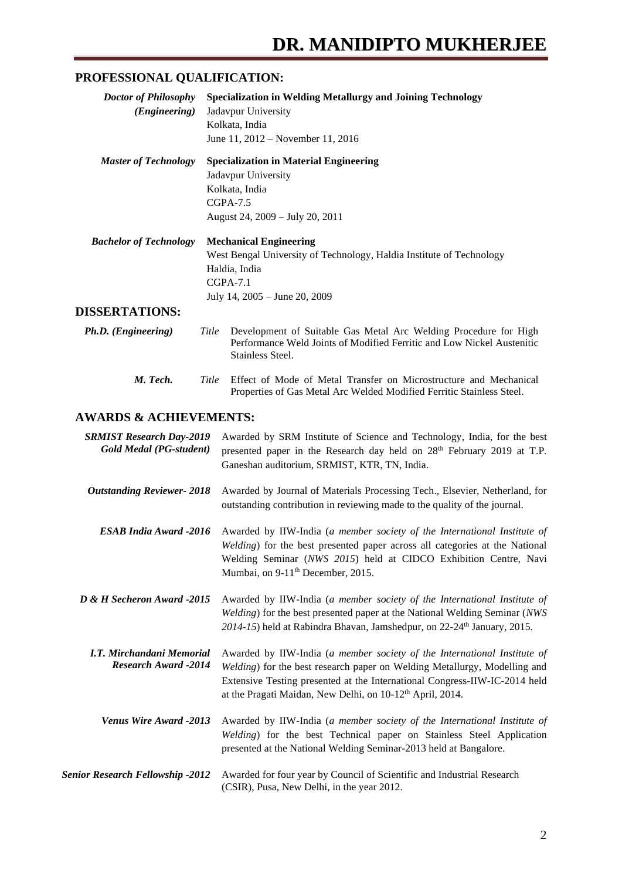# DR. MANIDIPTO MUKHERJEE

## PROFESSIONAL QUALIFICATION:

***Doctor of Philosophy (Engineering)***
**Specialization in Welding Metallurgy and Joining Technology**
Jadavpur University
Kolkata, India
June 11, 2012 – November 11, 2016

***Master of Technology***
**Specialization in Material Engineering**
Jadavpur University
Kolkata, India
CGPA-7.5
August 24, 2009 – July 20, 2011

***Bachelor of Technology***
**Mechanical Engineering**
West Bengal University of Technology, Haldia Institute of Technology
Haldia, India
CGPA-7.1
July 14, 2005 – June 20, 2009

## DISSERTATIONS:

***Ph.D. (Engineering)*** *Title* Development of Suitable Gas Metal Arc Welding Procedure for High Performance Weld Joints of Modified Ferritic and Low Nickel Austenitic Stainless Steel.

***M. Tech.*** *Title* Effect of Mode of Metal Transfer on Microstructure and Mechanical Properties of Gas Metal Arc Welded Modified Ferritic Stainless Steel.

## AWARDS & ACHIEVEMENTS:

***SRMIST Research Day-2019 Gold Medal (PG-student)***
Awarded by SRM Institute of Science and Technology, India, for the best presented paper in the Research day held on 28th February 2019 at T.P. Ganeshan auditorium, SRMIST, KTR, TN, India.

***Outstanding Reviewer- 2018***
Awarded by Journal of Materials Processing Tech., Elsevier, Netherland, for outstanding contribution in reviewing made to the quality of the journal.

***ESAB India Award -2016***
Awarded by IIW-India (*a member society of the International Institute of Welding*) for the best presented paper across all categories at the National Welding Seminar (*NWS 2015*) held at CIDCO Exhibition Centre, Navi Mumbai, on 9-11th December, 2015.

***D & H Secheron Award -2015***
Awarded by IIW-India (*a member society of the International Institute of Welding*) for the best presented paper at the National Welding Seminar (*NWS 2014-15*) held at Rabindra Bhavan, Jamshedpur, on 22-24th January, 2015.

***I.T. Mirchandani Memorial Research Award -2014***
Awarded by IIW-India (*a member society of the International Institute of Welding*) for the best research paper on Welding Metallurgy, Modelling and Extensive Testing presented at the International Congress-IIW-IC-2014 held at the Pragati Maidan, New Delhi, on 10-12th April, 2014.

***Venus Wire Award -2013***
Awarded by IIW-India (*a member society of the International Institute of Welding*) for the best Technical paper on Stainless Steel Application presented at the National Welding Seminar-2013 held at Bangalore.

***Senior Research Fellowship -2012***
Awarded for four year by Council of Scientific and Industrial Research (CSIR), Pusa, New Delhi, in the year 2012.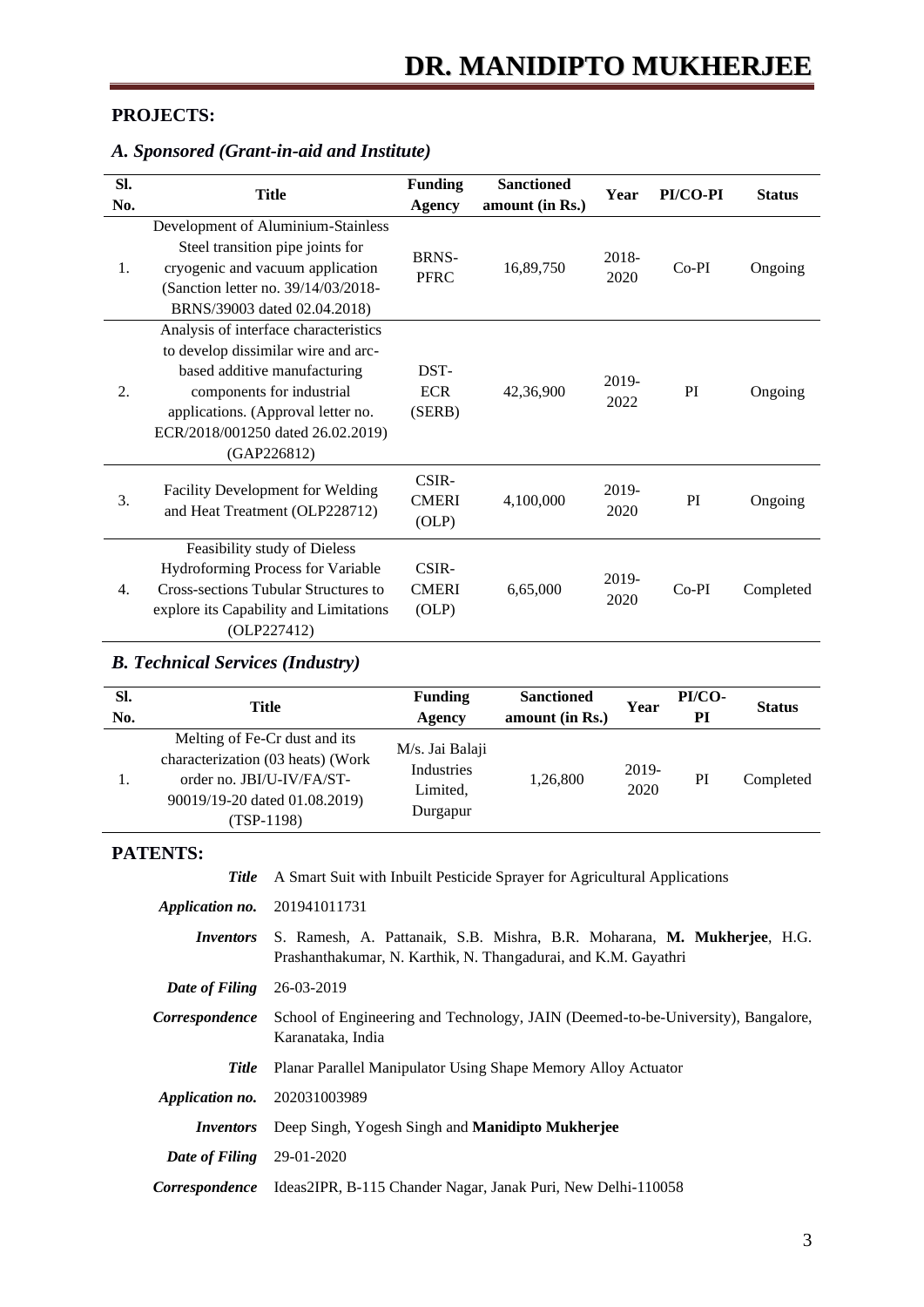## PROJECTS:

### *A. Sponsored (Grant-in-aid and Institute)*

| Sl. No. | Title | Funding Agency | Sanctioned amount (in Rs.) | Year | PI/CO-PI | Status |
|---|---|---|---|---|---|---|
| 1. | Development of Aluminium-Stainless Steel transition pipe joints for cryogenic and vacuum application (Sanction letter no. 39/14/03/2018-BRNS/39003 dated 02.04.2018) | BRNS-PFRC | 16,89,750 | 2018-2020 | Co-PI | Ongoing |
| 2. | Analysis of interface characteristics to develop dissimilar wire and arc-based additive manufacturing components for industrial applications. (Approval letter no. ECR/2018/001250 dated 26.02.2019) (GAP226812) | DST-ECR (SERB) | 42,36,900 | 2019-2022 | PI | Ongoing |
| 3. | Facility Development for Welding and Heat Treatment (OLP228712) | CSIR-CMERI (OLP) | 4,100,000 | 2019-2020 | PI | Ongoing |
| 4. | Feasibility study of Dieless Hydroforming Process for Variable Cross-sections Tubular Structures to explore its Capability and Limitations (OLP227412) | CSIR-CMERI (OLP) | 6,65,000 | 2019-2020 | Co-PI | Completed |

### *B. Technical Services (Industry)*

| Sl. No. | Title | Funding Agency | Sanctioned amount (in Rs.) | Year | PI/CO-PI | Status |
|---|---|---|---|---|---|---|
| 1. | Melting of Fe-Cr dust and its characterization (03 heats) (Work order no. JBI/U-IV/FA/ST-90019/19-20 dated 01.08.2019) (TSP-1198) | M/s. Jai Balaji Industries Limited, Durgapur | 1,26,800 | 2019-2020 | PI | Completed |

## PATENTS:

| | |
|---|---|
| ***Title*** | A Smart Suit with Inbuilt Pesticide Sprayer for Agricultural Applications |
| ***Application no.*** | 201941011731 |
| ***Inventors*** | S. Ramesh, A. Pattanaik, S.B. Mishra, B.R. Moharana, **M. Mukherjee**, H.G. Prashanthakumar, N. Karthik, N. Thangadurai, and K.M. Gayathri |
| ***Date of Filing*** | 26-03-2019 |
| ***Correspondence*** | School of Engineering and Technology, JAIN (Deemed-to-be-University), Bangalore, Karanataka, India |
| ***Title*** | Planar Parallel Manipulator Using Shape Memory Alloy Actuator |
| ***Application no.*** | 202031003989 |
| ***Inventors*** | Deep Singh, Yogesh Singh and **Manidipto Mukherjee** |
| ***Date of Filing*** | 29-01-2020 |
| ***Correspondence*** | Ideas2IPR, B-115 Chander Nagar, Janak Puri, New Delhi-110058 |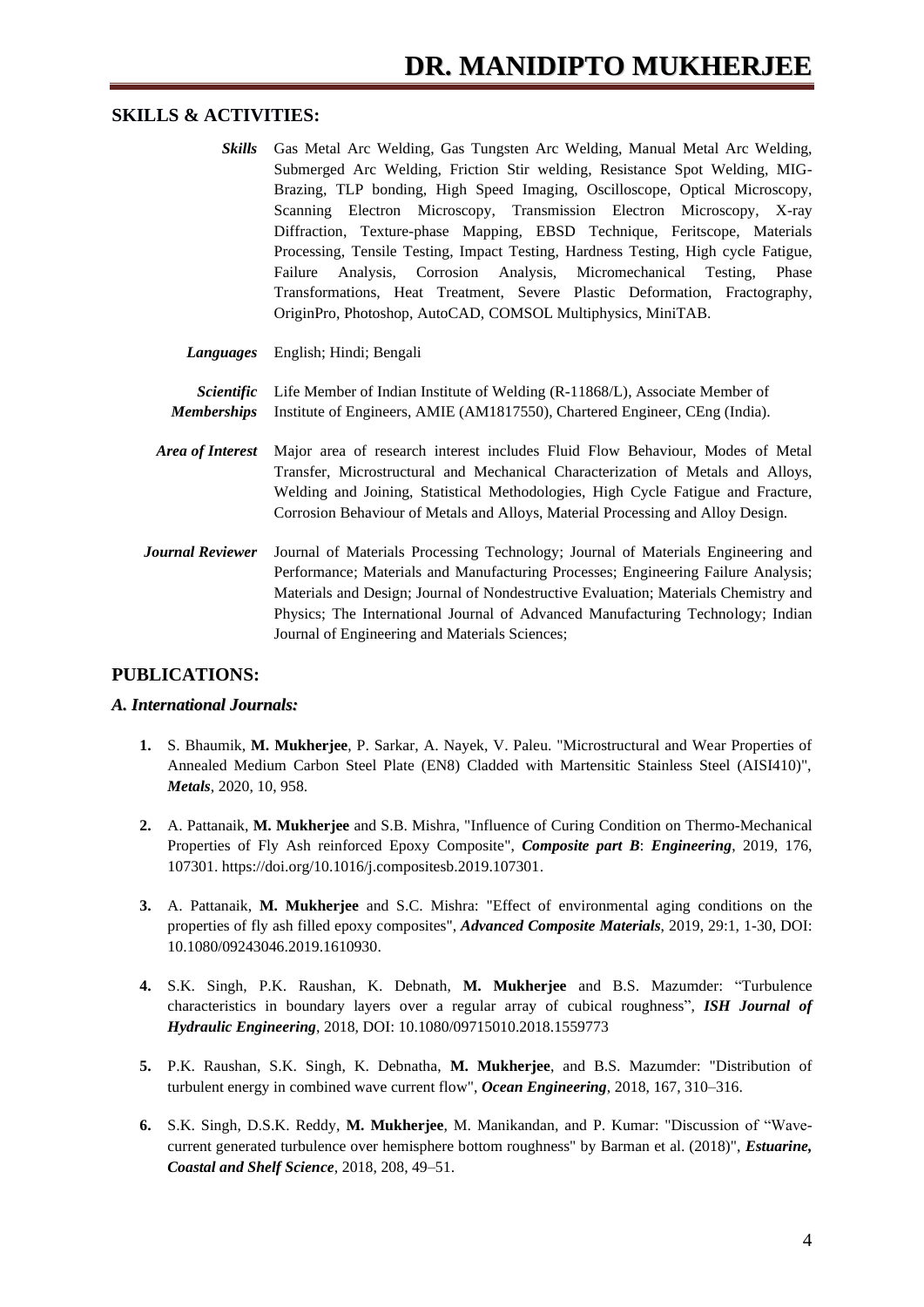## SKILLS & ACTIVITIES:

***Skills*** Gas Metal Arc Welding, Gas Tungsten Arc Welding, Manual Metal Arc Welding, Submerged Arc Welding, Friction Stir welding, Resistance Spot Welding, MIG-Brazing, TLP bonding, High Speed Imaging, Oscilloscope, Optical Microscopy, Scanning Electron Microscopy, Transmission Electron Microscopy, X-ray Diffraction, Texture-phase Mapping, EBSD Technique, Feritscope, Materials Processing, Tensile Testing, Impact Testing, Hardness Testing, High cycle Fatigue, Failure Analysis, Corrosion Analysis, Micromechanical Testing, Phase Transformations, Heat Treatment, Severe Plastic Deformation, Fractography, OriginPro, Photoshop, AutoCAD, COMSOL Multiphysics, MiniTAB.

***Languages*** English; Hindi; Bengali

***Scientific Memberships*** Life Member of Indian Institute of Welding (R-11868/L), Associate Member of Institute of Engineers, AMIE (AM1817550), Chartered Engineer, CEng (India).

***Area of Interest*** Major area of research interest includes Fluid Flow Behaviour, Modes of Metal Transfer, Microstructural and Mechanical Characterization of Metals and Alloys, Welding and Joining, Statistical Methodologies, High Cycle Fatigue and Fracture, Corrosion Behaviour of Metals and Alloys, Material Processing and Alloy Design.

***Journal Reviewer*** Journal of Materials Processing Technology; Journal of Materials Engineering and Performance; Materials and Manufacturing Processes; Engineering Failure Analysis; Materials and Design; Journal of Nondestructive Evaluation; Materials Chemistry and Physics; The International Journal of Advanced Manufacturing Technology; Indian Journal of Engineering and Materials Sciences;

## PUBLICATIONS:

### *A. International Journals:*

1. S. Bhaumik, **M. Mukherjee**, P. Sarkar, A. Nayek, V. Paleu. "Microstructural and Wear Properties of Annealed Medium Carbon Steel Plate (EN8) Cladded with Martensitic Stainless Steel (AISI410)", ***Metals***, 2020, 10, 958.

2. A. Pattanaik, **M. Mukherjee** and S.B. Mishra, "Influence of Curing Condition on Thermo-Mechanical Properties of Fly Ash reinforced Epoxy Composite", ***Composite part B***: ***Engineering***, 2019, 176, 107301. https://doi.org/10.1016/j.compositesb.2019.107301.

3. A. Pattanaik, **M. Mukherjee** and S.C. Mishra: "Effect of environmental aging conditions on the properties of fly ash filled epoxy composites", ***Advanced Composite Materials***, 2019, 29:1, 1-30, DOI: 10.1080/09243046.2019.1610930.

4. S.K. Singh, P.K. Raushan, K. Debnath, **M. Mukherjee** and B.S. Mazumder: "Turbulence characteristics in boundary layers over a regular array of cubical roughness", ***ISH Journal of Hydraulic Engineering***, 2018, DOI: 10.1080/09715010.2018.1559773

5. P.K. Raushan, S.K. Singh, K. Debnatha, **M. Mukherjee**, and B.S. Mazumder: "Distribution of turbulent energy in combined wave current flow", ***Ocean Engineering***, 2018, 167, 310–316.

6. S.K. Singh, D.S.K. Reddy, **M. Mukherjee**, M. Manikandan, and P. Kumar: "Discussion of "Wave-current generated turbulence over hemisphere bottom roughness" by Barman et al. (2018)", ***Estuarine, Coastal and Shelf Science***, 2018, 208, 49–51.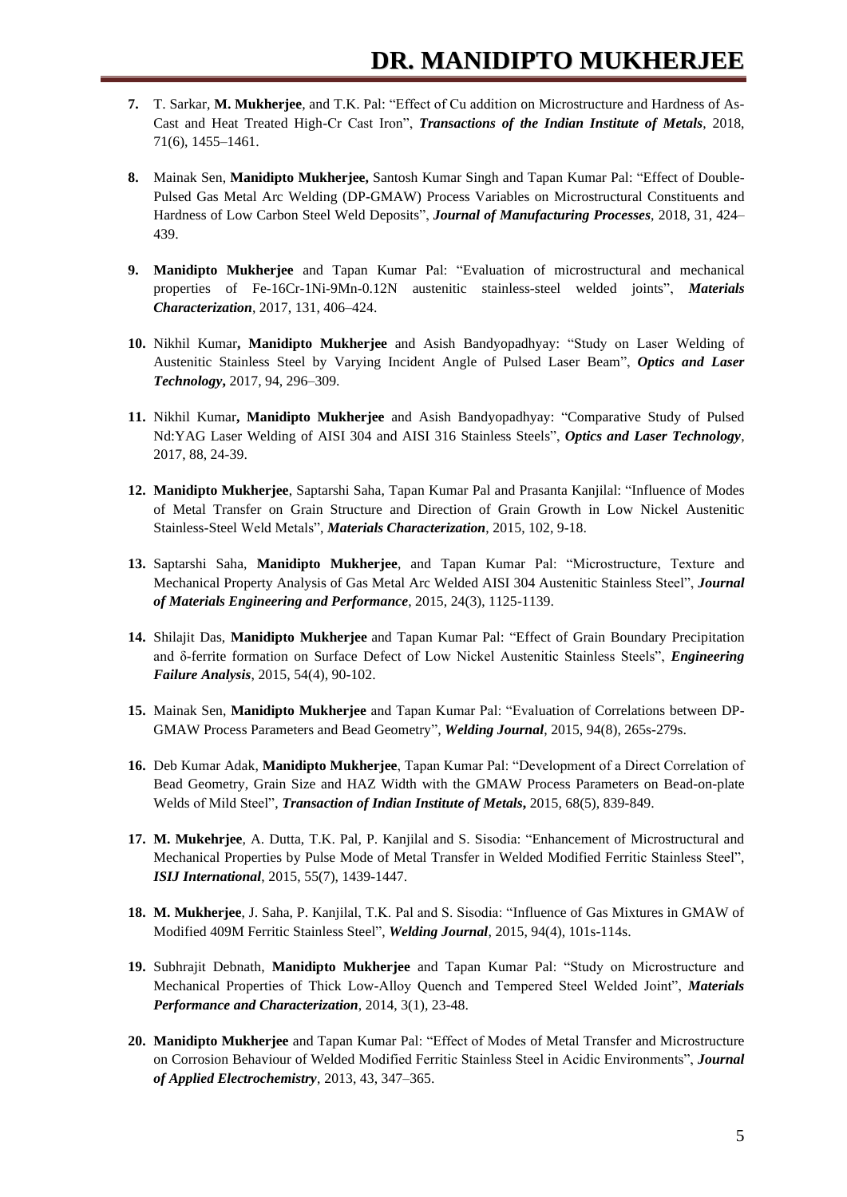7. T. Sarkar, **M. Mukherjee**, and T.K. Pal: "Effect of Cu addition on Microstructure and Hardness of As-Cast and Heat Treated High-Cr Cast Iron", ***Transactions of the Indian Institute of Metals***, 2018, 71(6), 1455–1461.

8. Mainak Sen, **Manidipto Mukherjee,** Santosh Kumar Singh and Tapan Kumar Pal: "Effect of Double-Pulsed Gas Metal Arc Welding (DP-GMAW) Process Variables on Microstructural Constituents and Hardness of Low Carbon Steel Weld Deposits", ***Journal of Manufacturing Processes***, 2018, 31, 424–439.

9. **Manidipto Mukherjee** and Tapan Kumar Pal: "Evaluation of microstructural and mechanical properties of Fe-16Cr-1Ni-9Mn-0.12N austenitic stainless-steel welded joints", ***Materials Characterization***, 2017, 131, 406–424.

10. Nikhil Kumar**, Manidipto Mukherjee** and Asish Bandyopadhyay: "Study on Laser Welding of Austenitic Stainless Steel by Varying Incident Angle of Pulsed Laser Beam", ***Optics and Laser Technology*,** 2017, 94, 296–309.

11. Nikhil Kumar**, Manidipto Mukherjee** and Asish Bandyopadhyay: "Comparative Study of Pulsed Nd:YAG Laser Welding of AISI 304 and AISI 316 Stainless Steels", ***Optics and Laser Technology***, 2017, 88, 24-39.

12. **Manidipto Mukherjee**, Saptarshi Saha, Tapan Kumar Pal and Prasanta Kanjilal: "Influence of Modes of Metal Transfer on Grain Structure and Direction of Grain Growth in Low Nickel Austenitic Stainless-Steel Weld Metals", ***Materials Characterization***, 2015, 102, 9-18.

13. Saptarshi Saha, **Manidipto Mukherjee**, and Tapan Kumar Pal: "Microstructure, Texture and Mechanical Property Analysis of Gas Metal Arc Welded AISI 304 Austenitic Stainless Steel", ***Journal of Materials Engineering and Performance***, 2015, 24(3), 1125-1139.

14. Shilajit Das, **Manidipto Mukherjee** and Tapan Kumar Pal: "Effect of Grain Boundary Precipitation and δ-ferrite formation on Surface Defect of Low Nickel Austenitic Stainless Steels", ***Engineering Failure Analysis***, 2015, 54(4), 90-102.

15. Mainak Sen, **Manidipto Mukherjee** and Tapan Kumar Pal: "Evaluation of Correlations between DP-GMAW Process Parameters and Bead Geometry", ***Welding Journal***, 2015, 94(8), 265s-279s.

16. Deb Kumar Adak, **Manidipto Mukherjee**, Tapan Kumar Pal: "Development of a Direct Correlation of Bead Geometry, Grain Size and HAZ Width with the GMAW Process Parameters on Bead-on-plate Welds of Mild Steel", ***Transaction of Indian Institute of Metals*,** 2015, 68(5), 839-849.

17. **M. Mukehrjee**, A. Dutta, T.K. Pal, P. Kanjilal and S. Sisodia: "Enhancement of Microstructural and Mechanical Properties by Pulse Mode of Metal Transfer in Welded Modified Ferritic Stainless Steel", ***ISIJ International***, 2015, 55(7), 1439-1447.

18. **M. Mukherjee**, J. Saha, P. Kanjilal, T.K. Pal and S. Sisodia: "Influence of Gas Mixtures in GMAW of Modified 409M Ferritic Stainless Steel", ***Welding Journal***, 2015, 94(4), 101s-114s.

19. Subhrajit Debnath, **Manidipto Mukherjee** and Tapan Kumar Pal: "Study on Microstructure and Mechanical Properties of Thick Low-Alloy Quench and Tempered Steel Welded Joint", ***Materials Performance and Characterization***, 2014, 3(1), 23-48.

20. **Manidipto Mukherjee** and Tapan Kumar Pal: "Effect of Modes of Metal Transfer and Microstructure on Corrosion Behaviour of Welded Modified Ferritic Stainless Steel in Acidic Environments", ***Journal of Applied Electrochemistry***, 2013, 43, 347–365.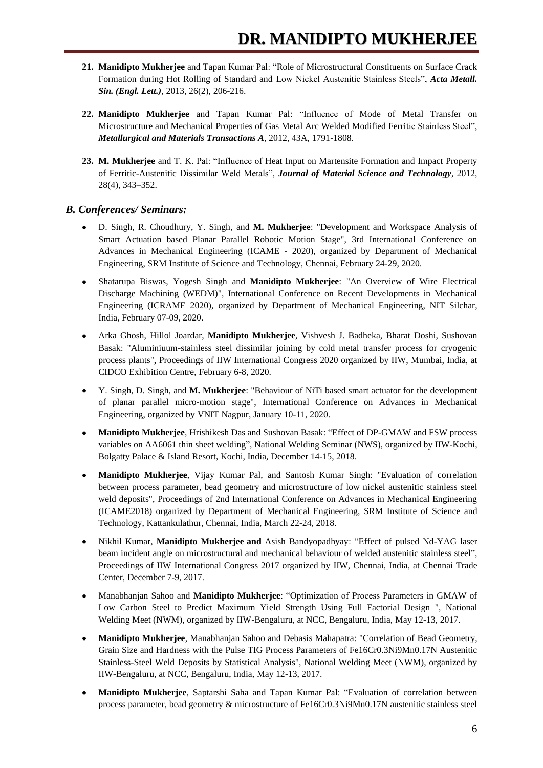21. **Manidipto Mukherjee** and Tapan Kumar Pal: "Role of Microstructural Constituents on Surface Crack Formation during Hot Rolling of Standard and Low Nickel Austenitic Stainless Steels", ***Acta Metall. Sin. (Engl. Lett.)***, 2013, 26(2), 206-216.

22. **Manidipto Mukherjee** and Tapan Kumar Pal: "Influence of Mode of Metal Transfer on Microstructure and Mechanical Properties of Gas Metal Arc Welded Modified Ferritic Stainless Steel", ***Metallurgical and Materials Transactions A***, 2012, 43A, 1791-1808.

23. **M. Mukherjee** and T. K. Pal: "Influence of Heat Input on Martensite Formation and Impact Property of Ferritic-Austenitic Dissimilar Weld Metals", ***Journal of Material Science and Technology***, 2012, 28(4), 343–352.

### *B. Conferences/ Seminars:*

- D. Singh, R. Choudhury, Y. Singh, and **M. Mukherjee**: "Development and Workspace Analysis of Smart Actuation based Planar Parallel Robotic Motion Stage", 3rd International Conference on Advances in Mechanical Engineering (ICAME - 2020), organized by Department of Mechanical Engineering, SRM Institute of Science and Technology, Chennai, February 24-29, 2020.

- Shatarupa Biswas, Yogesh Singh and **Manidipto Mukherjee**: "An Overview of Wire Electrical Discharge Machining (WEDM)", International Conference on Recent Developments in Mechanical Engineering (ICRAME 2020), organized by Department of Mechanical Engineering, NIT Silchar, India, February 07-09, 2020.

- Arka Ghosh, Hillol Joardar, **Manidipto Mukherjee**, Vishvesh J. Badheka, Bharat Doshi, Sushovan Basak: "Aluminiuum-stainless steel dissimilar joining by cold metal transfer process for cryogenic process plants", Proceedings of IIW International Congress 2020 organized by IIW, Mumbai, India, at CIDCO Exhibition Centre, February 6-8, 2020.

- Y. Singh, D. Singh, and **M. Mukherjee**: "Behaviour of NiTi based smart actuator for the development of planar parallel micro-motion stage", International Conference on Advances in Mechanical Engineering, organized by VNIT Nagpur, January 10-11, 2020.

- **Manidipto Mukherjee**, Hrishikesh Das and Sushovan Basak: "Effect of DP-GMAW and FSW process variables on AA6061 thin sheet welding", National Welding Seminar (NWS), organized by IIW-Kochi, Bolgatty Palace & Island Resort, Kochi, India, December 14-15, 2018.

- **Manidipto Mukherjee**, Vijay Kumar Pal, and Santosh Kumar Singh: "Evaluation of correlation between process parameter, bead geometry and microstructure of low nickel austenitic stainless steel weld deposits", Proceedings of 2nd International Conference on Advances in Mechanical Engineering (ICAME2018) organized by Department of Mechanical Engineering, SRM Institute of Science and Technology, Kattankulathur, Chennai, India, March 22-24, 2018.

- Nikhil Kumar, **Manidipto Mukherjee and** Asish Bandyopadhyay: "Effect of pulsed Nd-YAG laser beam incident angle on microstructural and mechanical behaviour of welded austenitic stainless steel", Proceedings of IIW International Congress 2017 organized by IIW, Chennai, India, at Chennai Trade Center, December 7-9, 2017.

- Manabhanjan Sahoo and **Manidipto Mukherjee**: "Optimization of Process Parameters in GMAW of Low Carbon Steel to Predict Maximum Yield Strength Using Full Factorial Design ", National Welding Meet (NWM), organized by IIW-Bengaluru, at NCC, Bengaluru, India, May 12-13, 2017.

- **Manidipto Mukherjee**, Manabhanjan Sahoo and Debasis Mahapatra: "Correlation of Bead Geometry, Grain Size and Hardness with the Pulse TIG Process Parameters of Fe16Cr0.3Ni9Mn0.17N Austenitic Stainless-Steel Weld Deposits by Statistical Analysis", National Welding Meet (NWM), organized by IIW-Bengaluru, at NCC, Bengaluru, India, May 12-13, 2017.

- **Manidipto Mukherjee**, Saptarshi Saha and Tapan Kumar Pal: "Evaluation of correlation between process parameter, bead geometry & microstructure of Fe16Cr0.3Ni9Mn0.17N austenitic stainless steel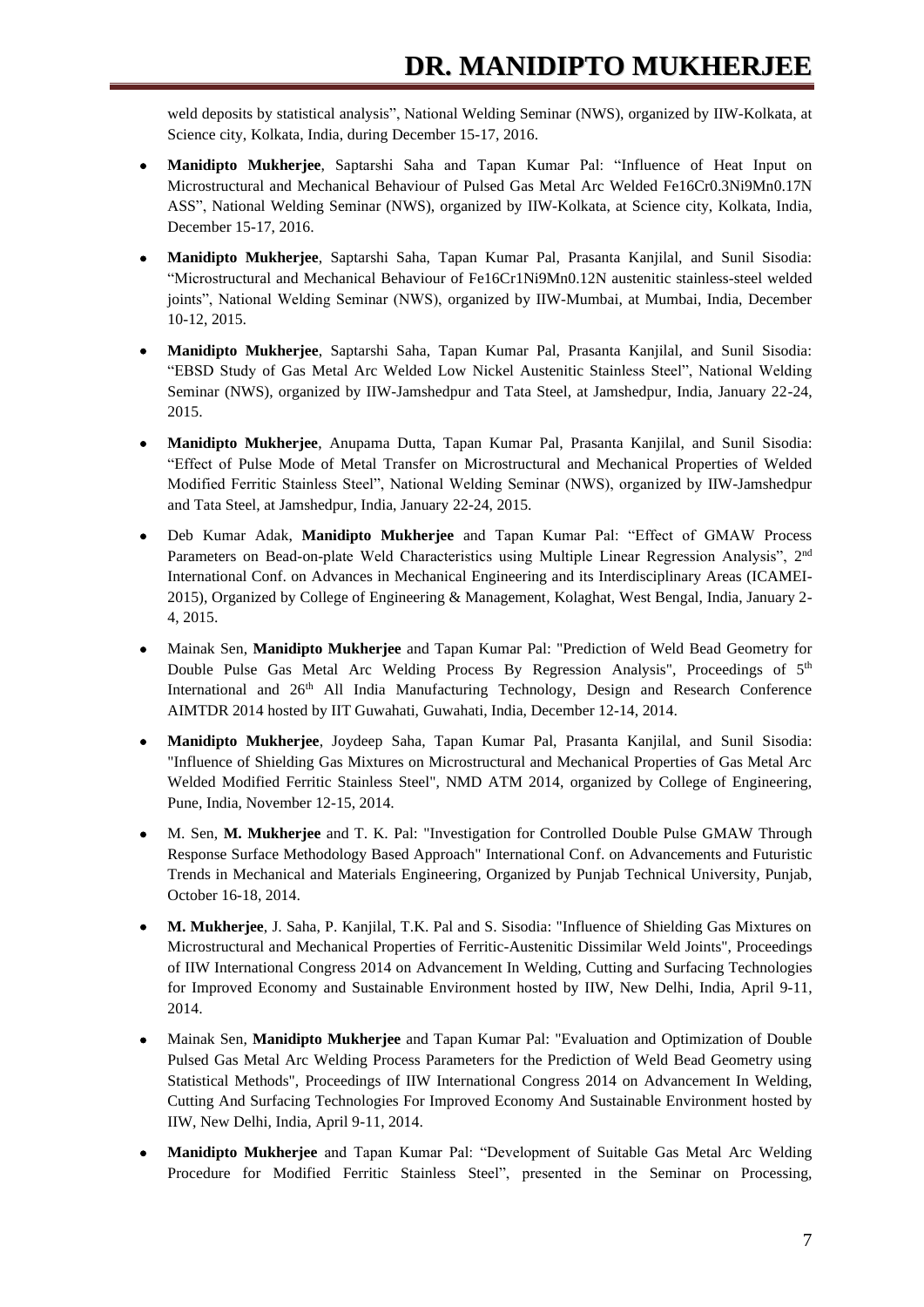weld deposits by statistical analysis", National Welding Seminar (NWS), organized by IIW-Kolkata, at Science city, Kolkata, India, during December 15-17, 2016.

- **Manidipto Mukherjee**, Saptarshi Saha and Tapan Kumar Pal: "Influence of Heat Input on Microstructural and Mechanical Behaviour of Pulsed Gas Metal Arc Welded Fe16Cr0.3Ni9Mn0.17N ASS", National Welding Seminar (NWS), organized by IIW-Kolkata, at Science city, Kolkata, India, December 15-17, 2016.
- **Manidipto Mukherjee**, Saptarshi Saha, Tapan Kumar Pal, Prasanta Kanjilal, and Sunil Sisodia: "Microstructural and Mechanical Behaviour of Fe16Cr1Ni9Mn0.12N austenitic stainless-steel welded joints", National Welding Seminar (NWS), organized by IIW-Mumbai, at Mumbai, India, December 10-12, 2015.
- **Manidipto Mukherjee**, Saptarshi Saha, Tapan Kumar Pal, Prasanta Kanjilal, and Sunil Sisodia: "EBSD Study of Gas Metal Arc Welded Low Nickel Austenitic Stainless Steel", National Welding Seminar (NWS), organized by IIW-Jamshedpur and Tata Steel, at Jamshedpur, India, January 22-24, 2015.
- **Manidipto Mukherjee**, Anupama Dutta, Tapan Kumar Pal, Prasanta Kanjilal, and Sunil Sisodia: "Effect of Pulse Mode of Metal Transfer on Microstructural and Mechanical Properties of Welded Modified Ferritic Stainless Steel", National Welding Seminar (NWS), organized by IIW-Jamshedpur and Tata Steel, at Jamshedpur, India, January 22-24, 2015.
- Deb Kumar Adak, **Manidipto Mukherjee** and Tapan Kumar Pal: "Effect of GMAW Process Parameters on Bead-on-plate Weld Characteristics using Multiple Linear Regression Analysis", 2nd International Conf. on Advances in Mechanical Engineering and its Interdisciplinary Areas (ICAMEI-2015), Organized by College of Engineering & Management, Kolaghat, West Bengal, India, January 2-4, 2015.
- Mainak Sen, **Manidipto Mukherjee** and Tapan Kumar Pal: "Prediction of Weld Bead Geometry for Double Pulse Gas Metal Arc Welding Process By Regression Analysis", Proceedings of 5th International and 26th All India Manufacturing Technology, Design and Research Conference AIMTDR 2014 hosted by IIT Guwahati, Guwahati, India, December 12-14, 2014.
- **Manidipto Mukherjee**, Joydeep Saha, Tapan Kumar Pal, Prasanta Kanjilal, and Sunil Sisodia: "Influence of Shielding Gas Mixtures on Microstructural and Mechanical Properties of Gas Metal Arc Welded Modified Ferritic Stainless Steel", NMD ATM 2014, organized by College of Engineering, Pune, India, November 12-15, 2014.
- M. Sen, **M. Mukherjee** and T. K. Pal: "Investigation for Controlled Double Pulse GMAW Through Response Surface Methodology Based Approach" International Conf. on Advancements and Futuristic Trends in Mechanical and Materials Engineering, Organized by Punjab Technical University, Punjab, October 16-18, 2014.
- **M. Mukherjee**, J. Saha, P. Kanjilal, T.K. Pal and S. Sisodia: "Influence of Shielding Gas Mixtures on Microstructural and Mechanical Properties of Ferritic-Austenitic Dissimilar Weld Joints", Proceedings of IIW International Congress 2014 on Advancement In Welding, Cutting and Surfacing Technologies for Improved Economy and Sustainable Environment hosted by IIW, New Delhi, India, April 9-11, 2014.
- Mainak Sen, **Manidipto Mukherjee** and Tapan Kumar Pal: "Evaluation and Optimization of Double Pulsed Gas Metal Arc Welding Process Parameters for the Prediction of Weld Bead Geometry using Statistical Methods", Proceedings of IIW International Congress 2014 on Advancement In Welding, Cutting And Surfacing Technologies For Improved Economy And Sustainable Environment hosted by IIW, New Delhi, India, April 9-11, 2014.
- **Manidipto Mukherjee** and Tapan Kumar Pal: "Development of Suitable Gas Metal Arc Welding Procedure for Modified Ferritic Stainless Steel", presented in the Seminar on Processing,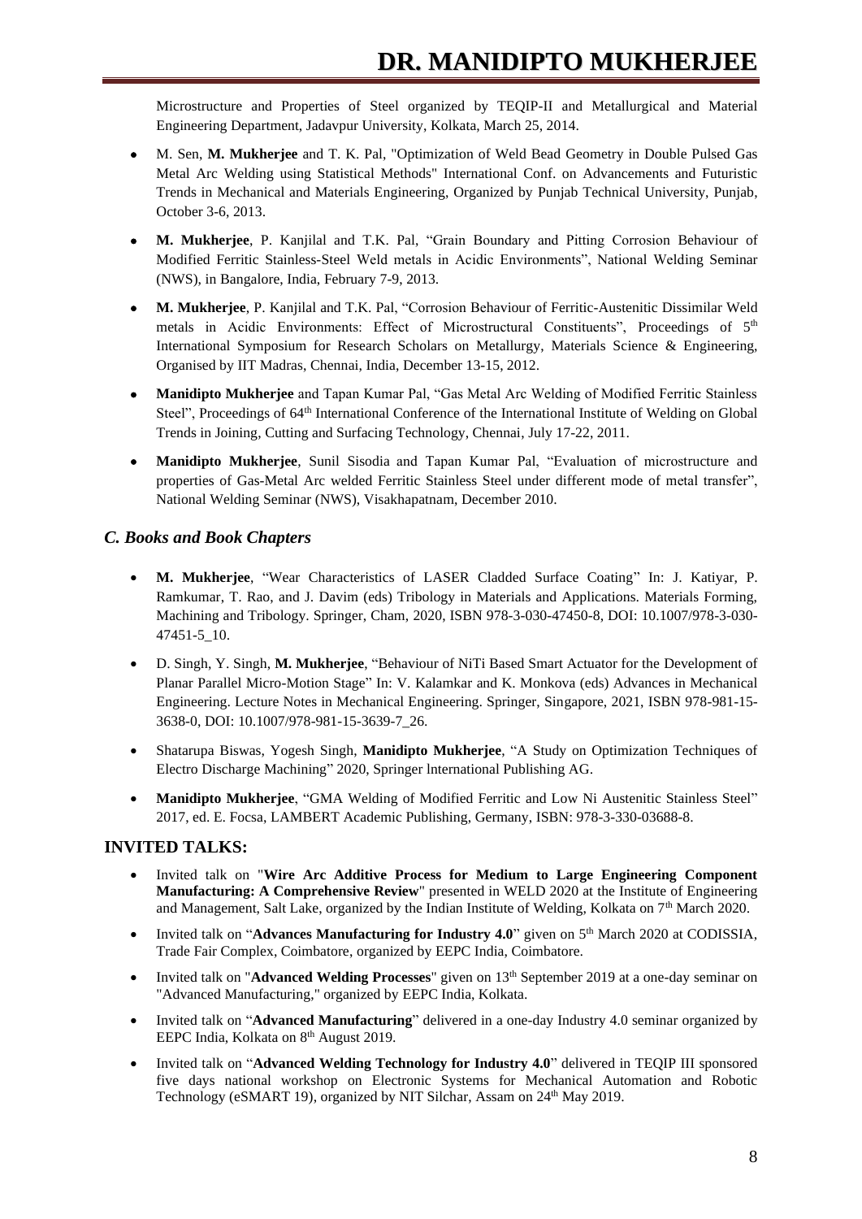Microstructure and Properties of Steel organized by TEQIP-II and Metallurgical and Material Engineering Department, Jadavpur University, Kolkata, March 25, 2014.

- M. Sen, **M. Mukherjee** and T. K. Pal, "Optimization of Weld Bead Geometry in Double Pulsed Gas Metal Arc Welding using Statistical Methods" International Conf. on Advancements and Futuristic Trends in Mechanical and Materials Engineering, Organized by Punjab Technical University, Punjab, October 3-6, 2013.
- **M. Mukherjee**, P. Kanjilal and T.K. Pal, "Grain Boundary and Pitting Corrosion Behaviour of Modified Ferritic Stainless-Steel Weld metals in Acidic Environments", National Welding Seminar (NWS), in Bangalore, India, February 7-9, 2013.
- **M. Mukherjee**, P. Kanjilal and T.K. Pal, "Corrosion Behaviour of Ferritic-Austenitic Dissimilar Weld metals in Acidic Environments: Effect of Microstructural Constituents", Proceedings of 5th International Symposium for Research Scholars on Metallurgy, Materials Science & Engineering, Organised by IIT Madras, Chennai, India, December 13-15, 2012.
- **Manidipto Mukherjee** and Tapan Kumar Pal, "Gas Metal Arc Welding of Modified Ferritic Stainless Steel", Proceedings of 64th International Conference of the International Institute of Welding on Global Trends in Joining, Cutting and Surfacing Technology, Chennai, July 17-22, 2011.
- **Manidipto Mukherjee**, Sunil Sisodia and Tapan Kumar Pal, "Evaluation of microstructure and properties of Gas-Metal Arc welded Ferritic Stainless Steel under different mode of metal transfer", National Welding Seminar (NWS), Visakhapatnam, December 2010.

### *C. Books and Book Chapters*

- **M. Mukherjee**, "Wear Characteristics of LASER Cladded Surface Coating" In: J. Katiyar, P. Ramkumar, T. Rao, and J. Davim (eds) Tribology in Materials and Applications. Materials Forming, Machining and Tribology. Springer, Cham, 2020, ISBN 978-3-030-47450-8, DOI: 10.1007/978-3-030-47451-5_10.
- D. Singh, Y. Singh, **M. Mukherjee**, "Behaviour of NiTi Based Smart Actuator for the Development of Planar Parallel Micro-Motion Stage" In: V. Kalamkar and K. Monkova (eds) Advances in Mechanical Engineering. Lecture Notes in Mechanical Engineering. Springer, Singapore, 2021, ISBN 978-981-15-3638-0, DOI: 10.1007/978-981-15-3639-7_26.
- Shatarupa Biswas, Yogesh Singh, **Manidipto Mukherjee**, "A Study on Optimization Techniques of Electro Discharge Machining" 2020, Springer lnternational Publishing AG.
- **Manidipto Mukherjee**, "GMA Welding of Modified Ferritic and Low Ni Austenitic Stainless Steel" 2017, ed. E. Focsa, LAMBERT Academic Publishing, Germany, ISBN: 978-3-330-03688-8.

## INVITED TALKS:

- Invited talk on "**Wire Arc Additive Process for Medium to Large Engineering Component Manufacturing: A Comprehensive Review**" presented in WELD 2020 at the Institute of Engineering and Management, Salt Lake, organized by the Indian Institute of Welding, Kolkata on 7th March 2020.
- Invited talk on "**Advances Manufacturing for Industry 4.0**" given on 5th March 2020 at CODISSIA, Trade Fair Complex, Coimbatore, organized by EEPC India, Coimbatore.
- Invited talk on "**Advanced Welding Processes**" given on 13th September 2019 at a one-day seminar on "Advanced Manufacturing," organized by EEPC India, Kolkata.
- Invited talk on "**Advanced Manufacturing**" delivered in a one-day Industry 4.0 seminar organized by EEPC India, Kolkata on 8th August 2019.
- Invited talk on "**Advanced Welding Technology for Industry 4.0**" delivered in TEQIP III sponsored five days national workshop on Electronic Systems for Mechanical Automation and Robotic Technology (eSMART 19), organized by NIT Silchar, Assam on 24th May 2019.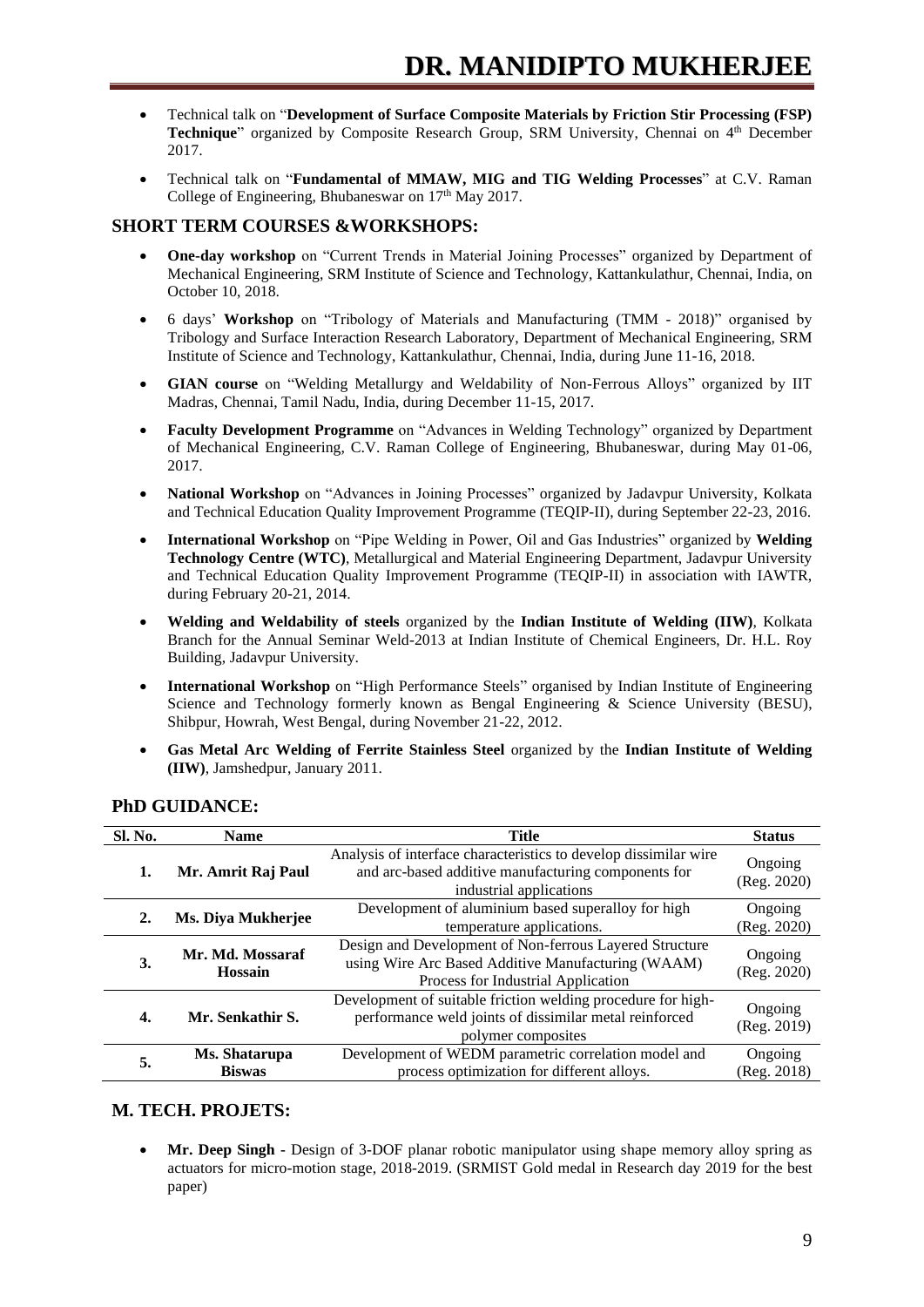- Technical talk on "**Development of Surface Composite Materials by Friction Stir Processing (FSP) Technique**" organized by Composite Research Group, SRM University, Chennai on 4th December 2017.
- Technical talk on "**Fundamental of MMAW, MIG and TIG Welding Processes**" at C.V. Raman College of Engineering, Bhubaneswar on 17th May 2017.

## SHORT TERM COURSES &WORKSHOPS:

- **One-day workshop** on "Current Trends in Material Joining Processes" organized by Department of Mechanical Engineering, SRM Institute of Science and Technology, Kattankulathur, Chennai, India, on October 10, 2018.
- 6 days' **Workshop** on "Tribology of Materials and Manufacturing (TMM - 2018)" organised by Tribology and Surface Interaction Research Laboratory, Department of Mechanical Engineering, SRM Institute of Science and Technology, Kattankulathur, Chennai, India, during June 11-16, 2018.
- **GIAN course** on "Welding Metallurgy and Weldability of Non-Ferrous Alloys" organized by IIT Madras, Chennai, Tamil Nadu, India, during December 11-15, 2017.
- **Faculty Development Programme** on "Advances in Welding Technology" organized by Department of Mechanical Engineering, C.V. Raman College of Engineering, Bhubaneswar, during May 01-06, 2017.
- **National Workshop** on "Advances in Joining Processes" organized by Jadavpur University, Kolkata and Technical Education Quality Improvement Programme (TEQIP-II), during September 22-23, 2016.
- **International Workshop** on "Pipe Welding in Power, Oil and Gas Industries" organized by **Welding Technology Centre (WTC)**, Metallurgical and Material Engineering Department, Jadavpur University and Technical Education Quality Improvement Programme (TEQIP-II) in association with IAWTR, during February 20-21, 2014.
- **Welding and Weldability of steels** organized by the **Indian Institute of Welding (IIW)**, Kolkata Branch for the Annual Seminar Weld-2013 at Indian Institute of Chemical Engineers, Dr. H.L. Roy Building, Jadavpur University.
- **International Workshop** on "High Performance Steels" organised by Indian Institute of Engineering Science and Technology formerly known as Bengal Engineering & Science University (BESU), Shibpur, Howrah, West Bengal, during November 21-22, 2012.
- **Gas Metal Arc Welding of Ferrite Stainless Steel** organized by the **Indian Institute of Welding (IIW)**, Jamshedpur, January 2011.

## PhD GUIDANCE:

| Sl. No. | Name | Title | Status |
|---|---|---|---|
| **1.** | **Mr. Amrit Raj Paul** | Analysis of interface characteristics to develop dissimilar wire and arc-based additive manufacturing components for industrial applications | Ongoing (Reg. 2020) |
| **2.** | **Ms. Diya Mukherjee** | Development of aluminium based superalloy for high temperature applications. | Ongoing (Reg. 2020) |
| **3.** | **Mr. Md. Mossaraf Hossain** | Design and Development of Non-ferrous Layered Structure using Wire Arc Based Additive Manufacturing (WAAM) Process for Industrial Application | Ongoing (Reg. 2020) |
| **4.** | **Mr. Senkathir S.** | Development of suitable friction welding procedure for high-performance weld joints of dissimilar metal reinforced polymer composites | Ongoing (Reg. 2019) |
| **5.** | **Ms. Shatarupa Biswas** | Development of WEDM parametric correlation model and process optimization for different alloys. | Ongoing (Reg. 2018) |

## M. TECH. PROJETS:

- **Mr. Deep Singh** - Design of 3-DOF planar robotic manipulator using shape memory alloy spring as actuators for micro-motion stage, 2018-2019. (SRMIST Gold medal in Research day 2019 for the best paper)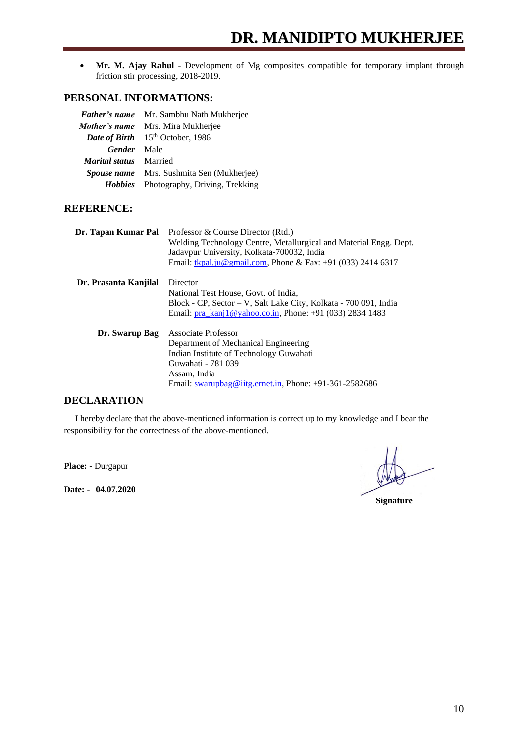- **Mr. M. Ajay Rahul** - Development of Mg composites compatible for temporary implant through friction stir processing, 2018-2019.

## PERSONAL INFORMATIONS:

| | |
|---|---|
| ***Father's name*** | Mr. Sambhu Nath Mukherjee |
| ***Mother's name*** | Mrs. Mira Mukherjee |
| ***Date of Birth*** | 15th October, 1986 |
| ***Gender*** | Male |
| ***Marital status*** | Married |
| ***Spouse name*** | Mrs. Sushmita Sen (Mukherjee) |
| ***Hobbies*** | Photography, Driving, Trekking |

## REFERENCE:

| | |
|---|---|
| **Dr. Tapan Kumar Pal** | Professor & Course Director (Rtd.)<br>Welding Technology Centre, Metallurgical and Material Engg. Dept.<br>Jadavpur University, Kolkata-700032, India<br>Email: tkpal.ju@gmail.com, Phone & Fax: +91 (033) 2414 6317 |
| **Dr. Prasanta Kanjilal** | Director<br>National Test House, Govt. of India,<br>Block - CP, Sector – V, Salt Lake City, Kolkata - 700 091, India<br>Email: pra_kanj1@yahoo.co.in, Phone: +91 (033) 2834 1483 |
| **Dr. Swarup Bag** | Associate Professor<br>Department of Mechanical Engineering<br>Indian Institute of Technology Guwahati<br>Guwahati - 781 039<br>Assam, India<br>Email: swarupbag@iitg.ernet.in, Phone: +91-361-2582686 |

## DECLARATION

I hereby declare that the above-mentioned information is correct up to my knowledge and I bear the responsibility for the correctness of the above-mentioned.

**Place: -** Durgapur

**Date: - 04.07.2020**

**Signature**